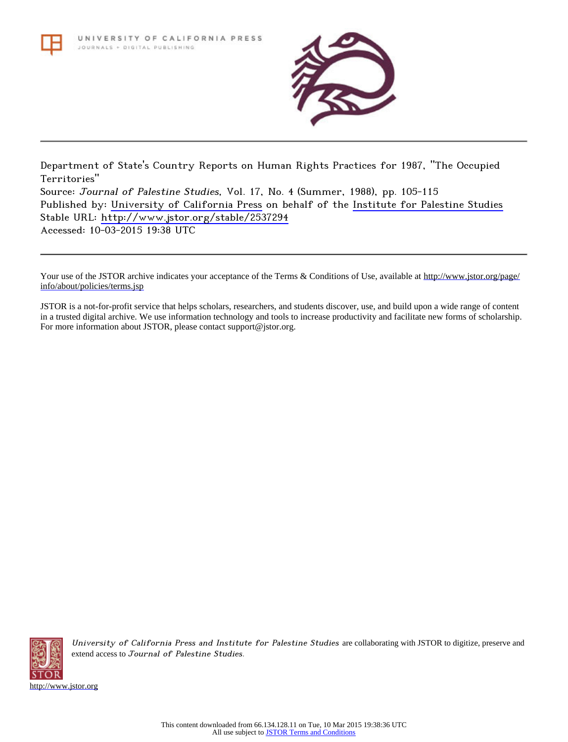UNIVERSITY OF CALIFORNIA PRESS
JOURNALS + DIGITAL PUBLISHING

Department of State's Country Reports on Human Rights Practices for 1987, "The Occupied Territories"
Source: *Journal of Palestine Studies*, Vol. 17, No. 4 (Summer, 1988), pp. 105-115
Published by: University of California Press on behalf of the Institute for Palestine Studies
Stable URL: http://www.jstor.org/stable/2537294
Accessed: 10-03-2015 19:38 UTC

Your use of the JSTOR archive indicates your acceptance of the Terms & Conditions of Use, available at http://www.jstor.org/page/info/about/policies/terms.jsp

JSTOR is a not-for-profit service that helps scholars, researchers, and students discover, use, and build upon a wide range of content in a trusted digital archive. We use information technology and tools to increase productivity and facilitate new forms of scholarship. For more information about JSTOR, please contact support@jstor.org.

*University of California Press and Institute for Palestine Studies* are collaborating with JSTOR to digitize, preserve and extend access to *Journal of Palestine Studies.*

http://www.jstor.org

This content downloaded from 66.134.128.11 on Tue, 10 Mar 2015 19:38:36 UTC
All use subject to JSTOR Terms and Conditions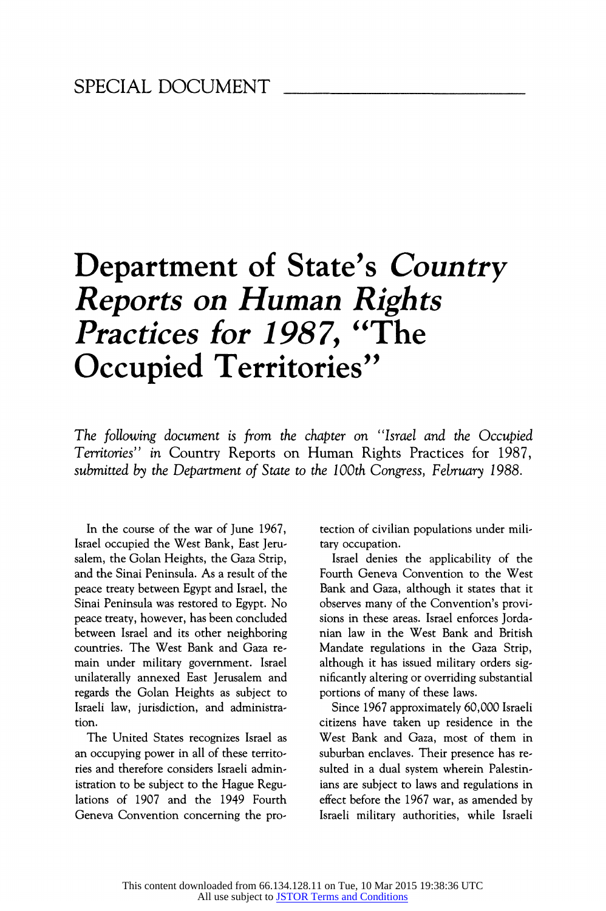SPECIAL DOCUMENT

# Department of State's *Country Reports on Human Rights Practices for 1987*, "The Occupied Territories"

*The following document is from the chapter on "Israel and the Occupied Territories" in* Country Reports on Human Rights Practices for 1987, *submitted by the Department of State to the 100th Congress, February 1988.*

In the course of the war of June 1967, Israel occupied the West Bank, East Jerusalem, the Golan Heights, the Gaza Strip, and the Sinai Peninsula. As a result of the peace treaty between Egypt and Israel, the Sinai Peninsula was restored to Egypt. No peace treaty, however, has been concluded between Israel and its other neighboring countries. The West Bank and Gaza remain under military government. Israel unilaterally annexed East Jerusalem and regards the Golan Heights as subject to Israeli law, jurisdiction, and administration.

The United States recognizes Israel as an occupying power in all of these territories and therefore considers Israeli administration to be subject to the Hague Regulations of 1907 and the 1949 Fourth Geneva Convention concerning the protection of civilian populations under military occupation.

Israel denies the applicability of the Fourth Geneva Convention to the West Bank and Gaza, although it states that it observes many of the Convention's provisions in these areas. Israel enforces Jordanian law in the West Bank and British Mandate regulations in the Gaza Strip, although it has issued military orders significantly altering or overriding substantial portions of many of these laws.

Since 1967 approximately 60,000 Israeli citizens have taken up residence in the West Bank and Gaza, most of them in suburban enclaves. Their presence has resulted in a dual system wherein Palestinians are subject to laws and regulations in effect before the 1967 war, as amended by Israeli military authorities, while Israeli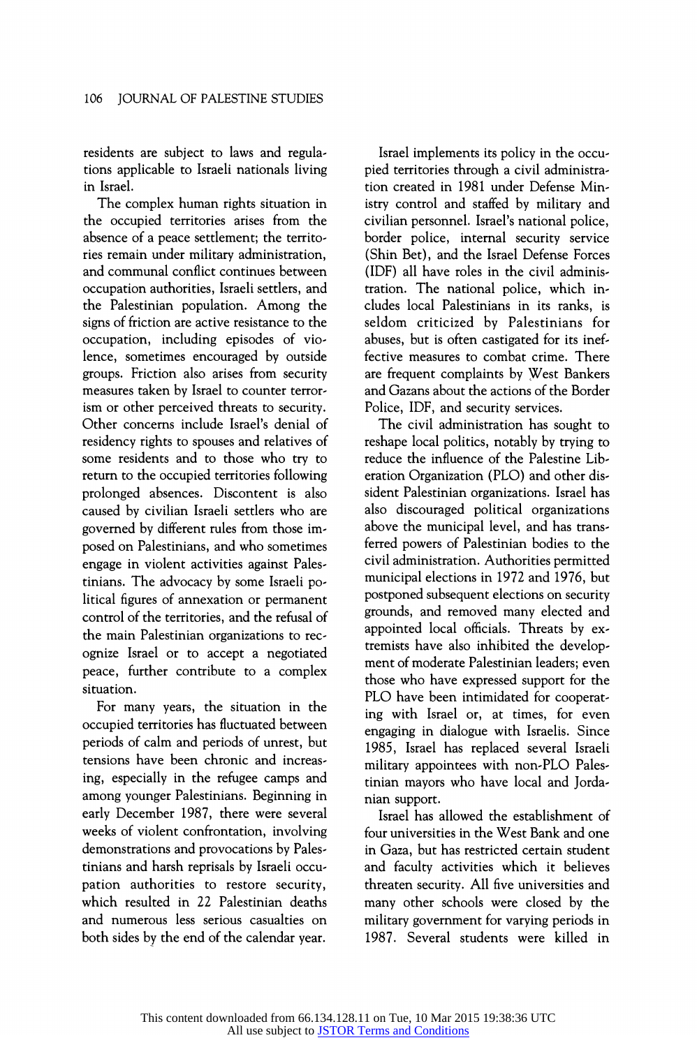residents are subject to laws and regulations applicable to Israeli nationals living in Israel.

The complex human rights situation in the occupied territories arises from the absence of a peace settlement; the territories remain under military administration, and communal conflict continues between occupation authorities, Israeli settlers, and the Palestinian population. Among the signs of friction are active resistance to the occupation, including episodes of violence, sometimes encouraged by outside groups. Friction also arises from security measures taken by Israel to counter terrorism or other perceived threats to security. Other concerns include Israel's denial of residency rights to spouses and relatives of some residents and to those who try to return to the occupied territories following prolonged absences. Discontent is also caused by civilian Israeli settlers who are governed by different rules from those imposed on Palestinians, and who sometimes engage in violent activities against Palestinians. The advocacy by some Israeli political figures of annexation or permanent control of the territories, and the refusal of the main Palestinian organizations to recognize Israel or to accept a negotiated peace, further contribute to a complex situation.

For many years, the situation in the occupied territories has fluctuated between periods of calm and periods of unrest, but tensions have been chronic and increasing, especially in the refugee camps and among younger Palestinians. Beginning in early December 1987, there were several weeks of violent confrontation, involving demonstrations and provocations by Palestinians and harsh reprisals by Israeli occupation authorities to restore security, which resulted in 22 Palestinian deaths and numerous less serious casualties on both sides by the end of the calendar year.

Israel implements its policy in the occupied territories through a civil administration created in 1981 under Defense Ministry control and staffed by military and civilian personnel. Israel's national police, border police, internal security service (Shin Bet), and the Israel Defense Forces (IDF) all have roles in the civil administration. The national police, which includes local Palestinians in its ranks, is seldom criticized by Palestinians for abuses, but is often castigated for its ineffective measures to combat crime. There are frequent complaints by West Bankers and Gazans about the actions of the Border Police, IDF, and security services.

The civil administration has sought to reshape local politics, notably by trying to reduce the influence of the Palestine Liberation Organization (PLO) and other dissident Palestinian organizations. Israel has also discouraged political organizations above the municipal level, and has transferred powers of Palestinian bodies to the civil administration. Authorities permitted municipal elections in 1972 and 1976, but postponed subsequent elections on security grounds, and removed many elected and appointed local officials. Threats by extremists have also inhibited the development of moderate Palestinian leaders; even those who have expressed support for the PLO have been intimidated for cooperating with Israel or, at times, for even engaging in dialogue with Israelis. Since 1985, Israel has replaced several Israeli military appointees with non-PLO Palestinian mayors who have local and Jordanian support.

Israel has allowed the establishment of four universities in the West Bank and one in Gaza, but has restricted certain student and faculty activities which it believes threaten security. All five universities and many other schools were closed by the military government for varying periods in 1987. Several students were killed in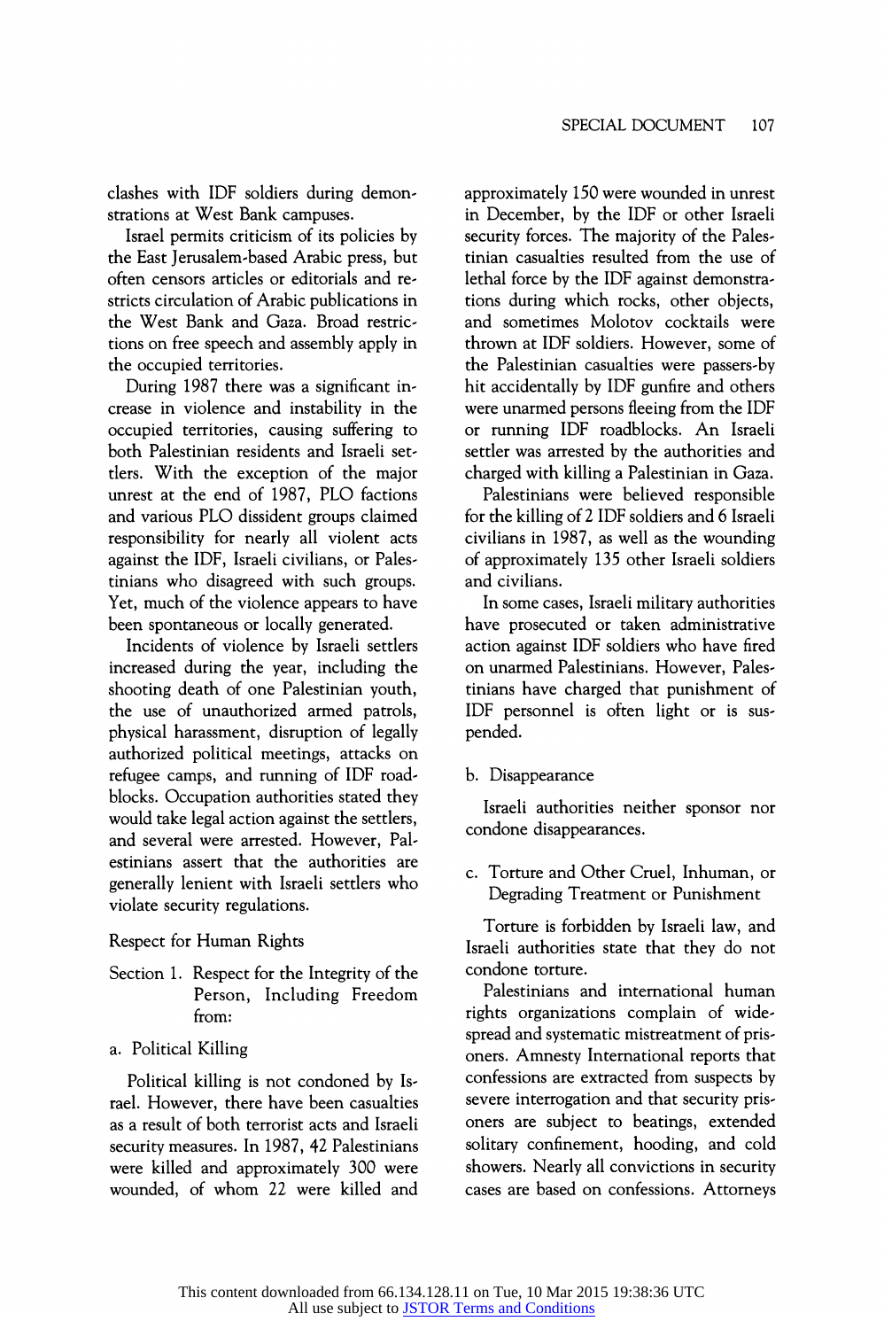clashes with IDF soldiers during demonstrations at West Bank campuses.

Israel permits criticism of its policies by the East Jerusalem-based Arabic press, but often censors articles or editorials and restricts circulation of Arabic publications in the West Bank and Gaza. Broad restrictions on free speech and assembly apply in the occupied territories.

During 1987 there was a significant increase in violence and instability in the occupied territories, causing suffering to both Palestinian residents and Israeli settlers. With the exception of the major unrest at the end of 1987, PLO factions and various PLO dissident groups claimed responsibility for nearly all violent acts against the IDF, Israeli civilians, or Palestinians who disagreed with such groups. Yet, much of the violence appears to have been spontaneous or locally generated.

Incidents of violence by Israeli settlers increased during the year, including the shooting death of one Palestinian youth, the use of unauthorized armed patrols, physical harassment, disruption of legally authorized political meetings, attacks on refugee camps, and running of IDF roadblocks. Occupation authorities stated they would take legal action against the settlers, and several were arrested. However, Palestinians assert that the authorities are generally lenient with Israeli settlers who violate security regulations.

## Respect for Human Rights

### Section 1. Respect for the Integrity of the Person, Including Freedom from:

#### a. Political Killing

Political killing is not condoned by Israel. However, there have been casualties as a result of both terrorist acts and Israeli security measures. In 1987, 42 Palestinians were killed and approximately 300 were wounded, of whom 22 were killed and approximately 150 were wounded in unrest in December, by the IDF or other Israeli security forces. The majority of the Palestinian casualties resulted from the use of lethal force by the IDF against demonstrations during which rocks, other objects, and sometimes Molotov cocktails were thrown at IDF soldiers. However, some of the Palestinian casualties were passers-by hit accidentally by IDF gunfire and others were unarmed persons fleeing from the IDF or running IDF roadblocks. An Israeli settler was arrested by the authorities and charged with killing a Palestinian in Gaza.

Palestinians were believed responsible for the killing of 2 IDF soldiers and 6 Israeli civilians in 1987, as well as the wounding of approximately 135 other Israeli soldiers and civilians.

In some cases, Israeli military authorities have prosecuted or taken administrative action against IDF soldiers who have fired on unarmed Palestinians. However, Palestinians have charged that punishment of IDF personnel is often light or is suspended.

#### b. Disappearance

Israeli authorities neither sponsor nor condone disappearances.

#### c. Torture and Other Cruel, Inhuman, or Degrading Treatment or Punishment

Torture is forbidden by Israeli law, and Israeli authorities state that they do not condone torture.

Palestinians and international human rights organizations complain of widespread and systematic mistreatment of prisoners. Amnesty International reports that confessions are extracted from suspects by severe interrogation and that security prisoners are subject to beatings, extended solitary confinement, hooding, and cold showers. Nearly all convictions in security cases are based on confessions. Attorneys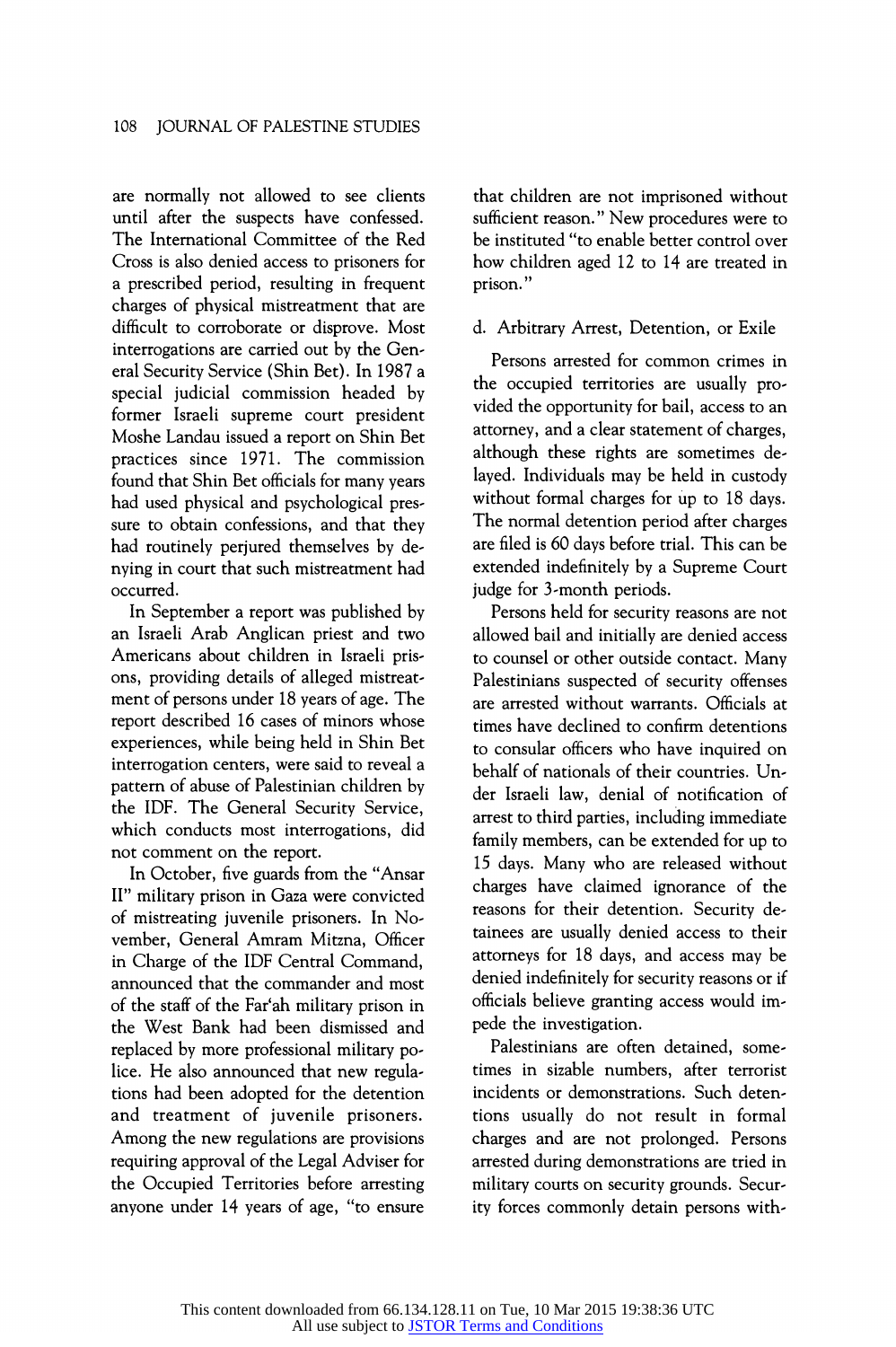are normally not allowed to see clients until after the suspects have confessed. The International Committee of the Red Cross is also denied access to prisoners for a prescribed period, resulting in frequent charges of physical mistreatment that are difficult to corroborate or disprove. Most interrogations are carried out by the General Security Service (Shin Bet). In 1987 a special judicial commission headed by former Israeli supreme court president Moshe Landau issued a report on Shin Bet practices since 1971. The commission found that Shin Bet officials for many years had used physical and psychological pressure to obtain confessions, and that they had routinely perjured themselves by denying in court that such mistreatment had occurred.

In September a report was published by an Israeli Arab Anglican priest and two Americans about children in Israeli prisons, providing details of alleged mistreatment of persons under 18 years of age. The report described 16 cases of minors whose experiences, while being held in Shin Bet interrogation centers, were said to reveal a pattern of abuse of Palestinian children by the IDF. The General Security Service, which conducts most interrogations, did not comment on the report.

In October, five guards from the "Ansar II" military prison in Gaza were convicted of mistreating juvenile prisoners. In November, General Amram Mitzna, Officer in Charge of the IDF Central Command, announced that the commander and most of the staff of the Far'ah military prison in the West Bank had been dismissed and replaced by more professional military police. He also announced that new regulations had been adopted for the detention and treatment of juvenile prisoners. Among the new regulations are provisions requiring approval of the Legal Adviser for the Occupied Territories before arresting anyone under 14 years of age, "to ensure that children are not imprisoned without sufficient reason." New procedures were to be instituted "to enable better control over how children aged 12 to 14 are treated in prison."

d. Arbitrary Arrest, Detention, or Exile

Persons arrested for common crimes in the occupied territories are usually provided the opportunity for bail, access to an attorney, and a clear statement of charges, although these rights are sometimes delayed. Individuals may be held in custody without formal charges for up to 18 days. The normal detention period after charges are filed is 60 days before trial. This can be extended indefinitely by a Supreme Court judge for 3-month periods.

Persons held for security reasons are not allowed bail and initially are denied access to counsel or other outside contact. Many Palestinians suspected of security offenses are arrested without warrants. Officials at times have declined to confirm detentions to consular officers who have inquired on behalf of nationals of their countries. Under Israeli law, denial of notification of arrest to third parties, including immediate family members, can be extended for up to 15 days. Many who are released without charges have claimed ignorance of the reasons for their detention. Security detainees are usually denied access to their attorneys for 18 days, and access may be denied indefinitely for security reasons or if officials believe granting access would impede the investigation.

Palestinians are often detained, sometimes in sizable numbers, after terrorist incidents or demonstrations. Such detentions usually do not result in formal charges and are not prolonged. Persons arrested during demonstrations are tried in military courts on security grounds. Security forces commonly detain persons with-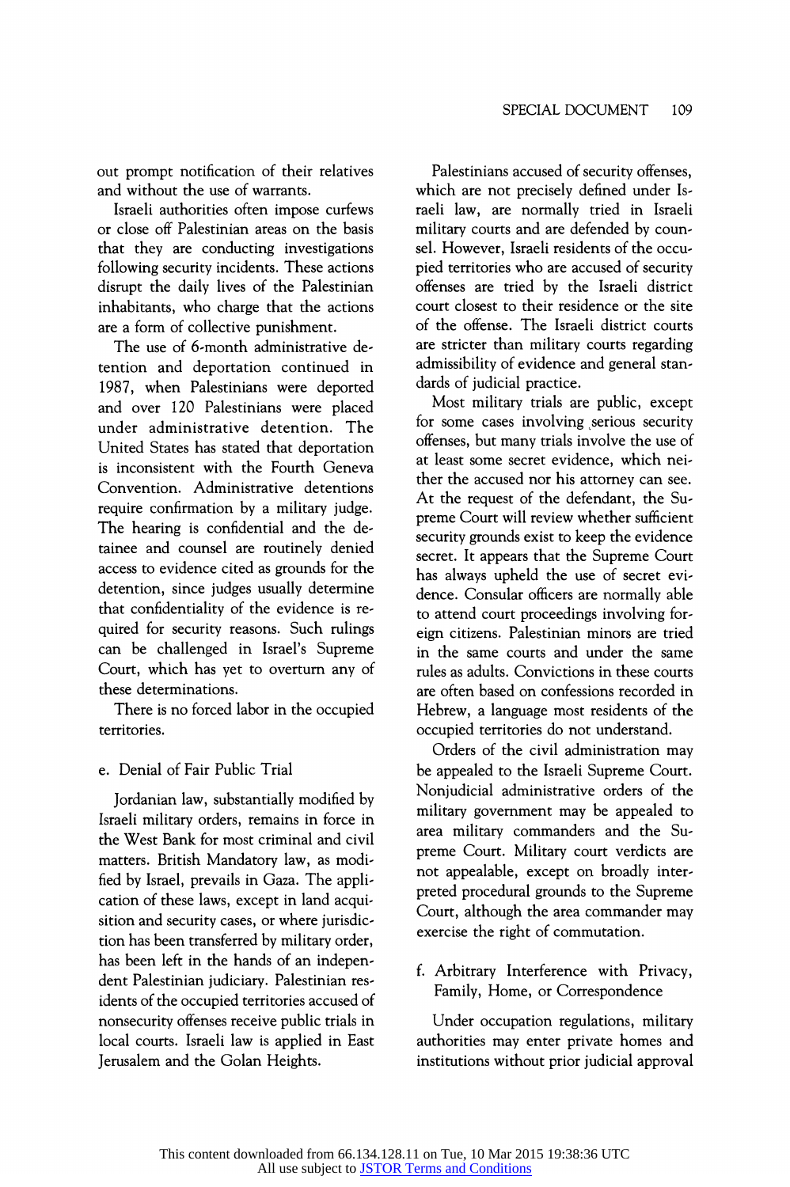out prompt notification of their relatives and without the use of warrants.

Israeli authorities often impose curfews or close off Palestinian areas on the basis that they are conducting investigations following security incidents. These actions disrupt the daily lives of the Palestinian inhabitants, who charge that the actions are a form of collective punishment.

The use of 6-month administrative detention and deportation continued in 1987, when Palestinians were deported and over 120 Palestinians were placed under administrative detention. The United States has stated that deportation is inconsistent with the Fourth Geneva Convention. Administrative detentions require confirmation by a military judge. The hearing is confidential and the detainee and counsel are routinely denied access to evidence cited as grounds for the detention, since judges usually determine that confidentiality of the evidence is required for security reasons. Such rulings can be challenged in Israel's Supreme Court, which has yet to overturn any of these determinations.

There is no forced labor in the occupied territories.

### e. Denial of Fair Public Trial

Jordanian law, substantially modified by Israeli military orders, remains in force in the West Bank for most criminal and civil matters. British Mandatory law, as modified by Israel, prevails in Gaza. The application of these laws, except in land acquisition and security cases, or where jurisdiction has been transferred by military order, has been left in the hands of an independent Palestinian judiciary. Palestinian residents of the occupied territories accused of nonsecurity offenses receive public trials in local courts. Israeli law is applied in East Jerusalem and the Golan Heights.

Palestinians accused of security offenses, which are not precisely defined under Israeli law, are normally tried in Israeli military courts and are defended by counsel. However, Israeli residents of the occupied territories who are accused of security offenses are tried by the Israeli district court closest to their residence or the site of the offense. The Israeli district courts are stricter than military courts regarding admissibility of evidence and general standards of judicial practice.

Most military trials are public, except for some cases involving serious security offenses, but many trials involve the use of at least some secret evidence, which neither the accused nor his attorney can see. At the request of the defendant, the Supreme Court will review whether sufficient security grounds exist to keep the evidence secret. It appears that the Supreme Court has always upheld the use of secret evidence. Consular officers are normally able to attend court proceedings involving foreign citizens. Palestinian minors are tried in the same courts and under the same rules as adults. Convictions in these courts are often based on confessions recorded in Hebrew, a language most residents of the occupied territories do not understand.

Orders of the civil administration may be appealed to the Israeli Supreme Court. Nonjudicial administrative orders of the military government may be appealed to area military commanders and the Supreme Court. Military court verdicts are not appealable, except on broadly interpreted procedural grounds to the Supreme Court, although the area commander may exercise the right of commutation.

### f. Arbitrary Interference with Privacy, Family, Home, or Correspondence

Under occupation regulations, military authorities may enter private homes and institutions without prior judicial approval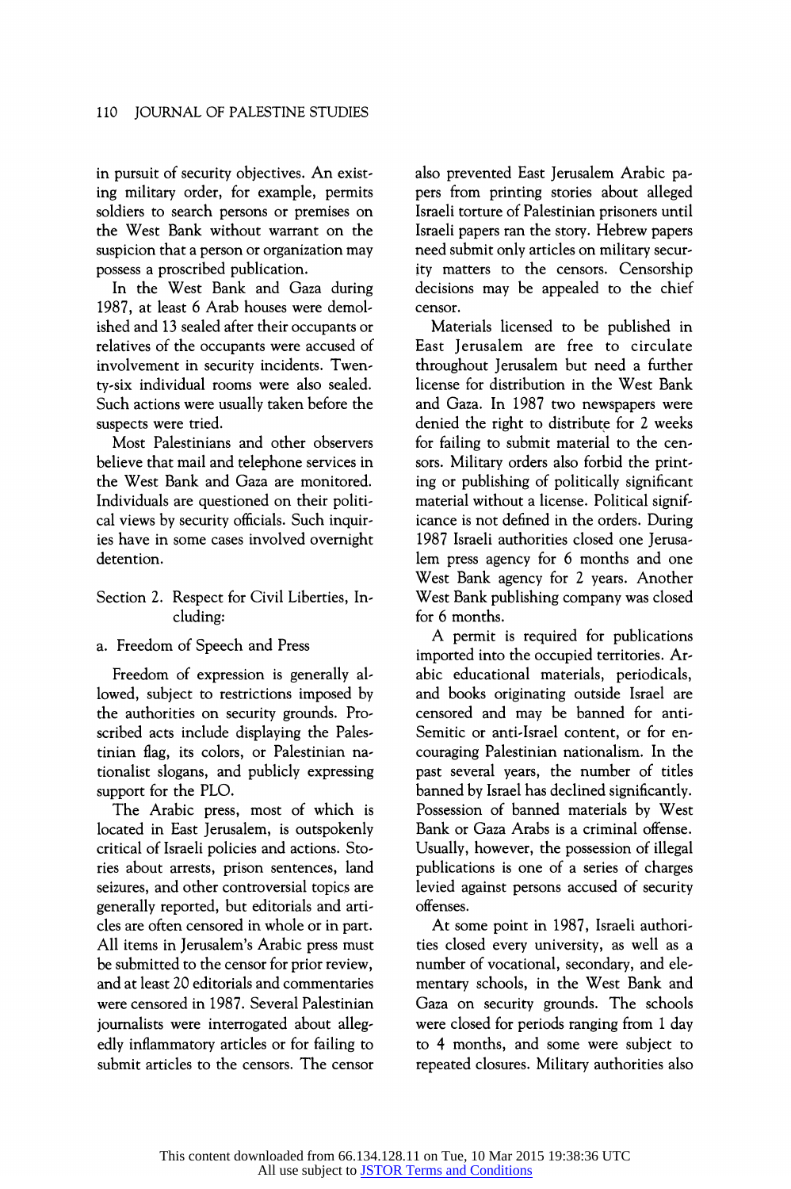in pursuit of security objectives. An existing military order, for example, permits soldiers to search persons or premises on the West Bank without warrant on the suspicion that a person or organization may possess a proscribed publication.

In the West Bank and Gaza during 1987, at least 6 Arab houses were demolished and 13 sealed after their occupants or relatives of the occupants were accused of involvement in security incidents. Twenty-six individual rooms were also sealed. Such actions were usually taken before the suspects were tried.

Most Palestinians and other observers believe that mail and telephone services in the West Bank and Gaza are monitored. Individuals are questioned on their political views by security officials. Such inquiries have in some cases involved overnight detention.

## Section 2. Respect for Civil Liberties, Including:

### a. Freedom of Speech and Press

Freedom of expression is generally allowed, subject to restrictions imposed by the authorities on security grounds. Proscribed acts include displaying the Palestinian flag, its colors, or Palestinian nationalist slogans, and publicly expressing support for the PLO.

The Arabic press, most of which is located in East Jerusalem, is outspokenly critical of Israeli policies and actions. Stories about arrests, prison sentences, land seizures, and other controversial topics are generally reported, but editorials and articles are often censored in whole or in part. All items in Jerusalem's Arabic press must be submitted to the censor for prior review, and at least 20 editorials and commentaries were censored in 1987. Several Palestinian journalists were interrogated about allegedly inflammatory articles or for failing to submit articles to the censors. The censor also prevented East Jerusalem Arabic papers from printing stories about alleged Israeli torture of Palestinian prisoners until Israeli papers ran the story. Hebrew papers need submit only articles on military security matters to the censors. Censorship decisions may be appealed to the chief censor.

Materials licensed to be published in East Jerusalem are free to circulate throughout Jerusalem but need a further license for distribution in the West Bank and Gaza. In 1987 two newspapers were denied the right to distribute for 2 weeks for failing to submit material to the censors. Military orders also forbid the printing or publishing of politically significant material without a license. Political significance is not defined in the orders. During 1987 Israeli authorities closed one Jerusalem press agency for 6 months and one West Bank agency for 2 years. Another West Bank publishing company was closed for 6 months.

A permit is required for publications imported into the occupied territories. Arabic educational materials, periodicals, and books originating outside Israel are censored and may be banned for anti-Semitic or anti-Israel content, or for encouraging Palestinian nationalism. In the past several years, the number of titles banned by Israel has declined significantly. Possession of banned materials by West Bank or Gaza Arabs is a criminal offense. Usually, however, the possession of illegal publications is one of a series of charges levied against persons accused of security offenses.

At some point in 1987, Israeli authorities closed every university, as well as a number of vocational, secondary, and elementary schools, in the West Bank and Gaza on security grounds. The schools were closed for periods ranging from 1 day to 4 months, and some were subject to repeated closures. Military authorities also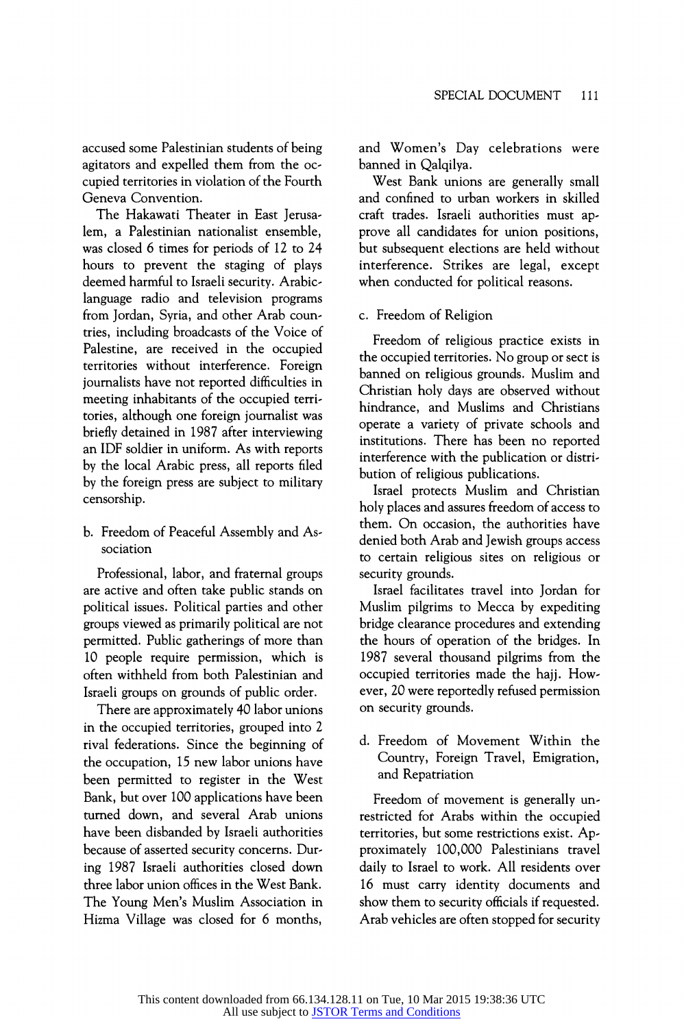accused some Palestinian students of being agitators and expelled them from the occupied territories in violation of the Fourth Geneva Convention.

The Hakawati Theater in East Jerusalem, a Palestinian nationalist ensemble, was closed 6 times for periods of 12 to 24 hours to prevent the staging of plays deemed harmful to Israeli security. Arabic-language radio and television programs from Jordan, Syria, and other Arab countries, including broadcasts of the Voice of Palestine, are received in the occupied territories without interference. Foreign journalists have not reported difficulties in meeting inhabitants of the occupied territories, although one foreign journalist was briefly detained in 1987 after interviewing an IDF soldier in uniform. As with reports by the local Arabic press, all reports filed by the foreign press are subject to military censorship.

b. Freedom of Peaceful Assembly and Association

Professional, labor, and fraternal groups are active and often take public stands on political issues. Political parties and other groups viewed as primarily political are not permitted. Public gatherings of more than 10 people require permission, which is often withheld from both Palestinian and Israeli groups on grounds of public order.

There are approximately 40 labor unions in the occupied territories, grouped into 2 rival federations. Since the beginning of the occupation, 15 new labor unions have been permitted to register in the West Bank, but over 100 applications have been turned down, and several Arab unions have been disbanded by Israeli authorities because of asserted security concerns. During 1987 Israeli authorities closed down three labor union offices in the West Bank. The Young Men's Muslim Association in Hizma Village was closed for 6 months, and Women's Day celebrations were banned in Qalqilya.

West Bank unions are generally small and confined to urban workers in skilled craft trades. Israeli authorities must approve all candidates for union positions, but subsequent elections are held without interference. Strikes are legal, except when conducted for political reasons.

c. Freedom of Religion

Freedom of religious practice exists in the occupied territories. No group or sect is banned on religious grounds. Muslim and Christian holy days are observed without hindrance, and Muslims and Christians operate a variety of private schools and institutions. There has been no reported interference with the publication or distribution of religious publications.

Israel protects Muslim and Christian holy places and assures freedom of access to them. On occasion, the authorities have denied both Arab and Jewish groups access to certain religious sites on religious or security grounds.

Israel facilitates travel into Jordan for Muslim pilgrims to Mecca by expediting bridge clearance procedures and extending the hours of operation of the bridges. In 1987 several thousand pilgrims from the occupied territories made the hajj. However, 20 were reportedly refused permission on security grounds.

d. Freedom of Movement Within the Country, Foreign Travel, Emigration, and Repatriation

Freedom of movement is generally unrestricted for Arabs within the occupied territories, but some restrictions exist. Approximately 100,000 Palestinians travel daily to Israel to work. All residents over 16 must carry identity documents and show them to security officials if requested. Arab vehicles are often stopped for security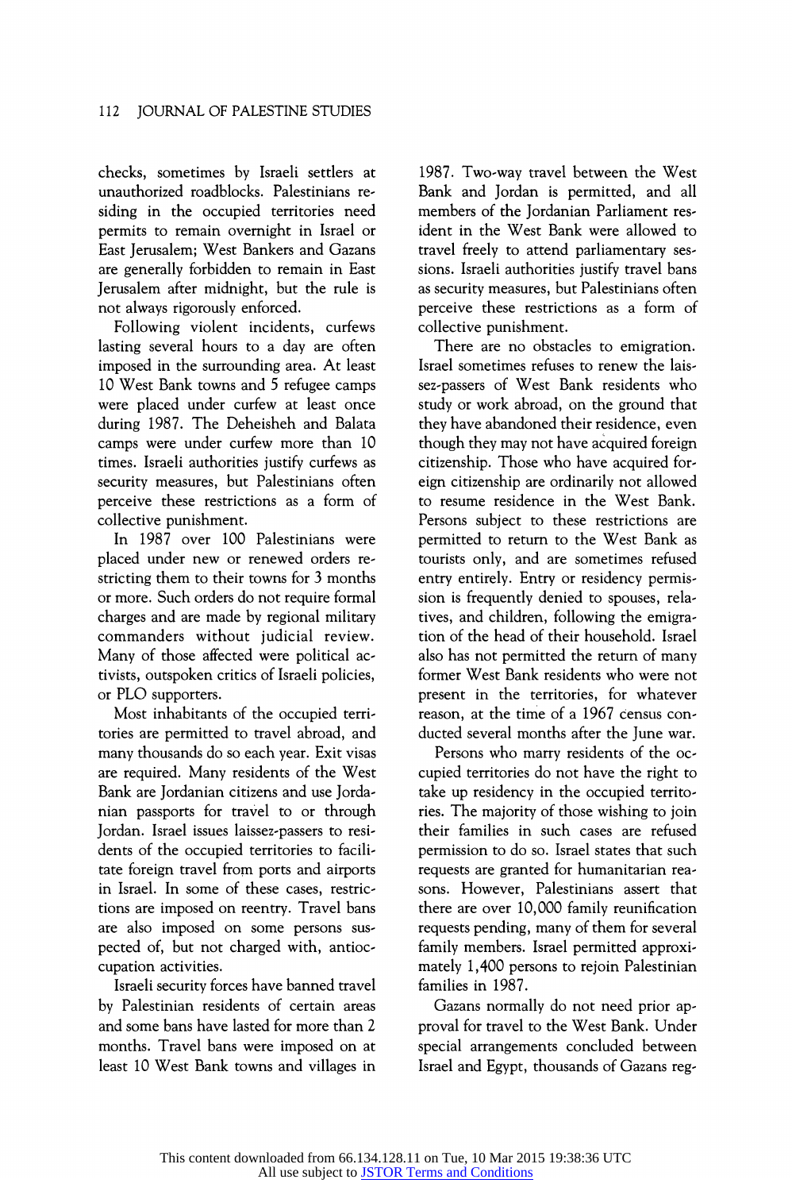checks, sometimes by Israeli settlers at unauthorized roadblocks. Palestinians residing in the occupied territories need permits to remain overnight in Israel or East Jerusalem; West Bankers and Gazans are generally forbidden to remain in East Jerusalem after midnight, but the rule is not always rigorously enforced.

Following violent incidents, curfews lasting several hours to a day are often imposed in the surrounding area. At least 10 West Bank towns and 5 refugee camps were placed under curfew at least once during 1987. The Deheisheh and Balata camps were under curfew more than 10 times. Israeli authorities justify curfews as security measures, but Palestinians often perceive these restrictions as a form of collective punishment.

In 1987 over 100 Palestinians were placed under new or renewed orders restricting them to their towns for 3 months or more. Such orders do not require formal charges and are made by regional military commanders without judicial review. Many of those affected were political activists, outspoken critics of Israeli policies, or PLO supporters.

Most inhabitants of the occupied territories are permitted to travel abroad, and many thousands do so each year. Exit visas are required. Many residents of the West Bank are Jordanian citizens and use Jordanian passports for travel to or through Jordan. Israel issues laissez-passers to residents of the occupied territories to facilitate foreign travel from ports and airports in Israel. In some of these cases, restrictions are imposed on reentry. Travel bans are also imposed on some persons suspected of, but not charged with, antioccupation activities.

Israeli security forces have banned travel by Palestinian residents of certain areas and some bans have lasted for more than 2 months. Travel bans were imposed on at least 10 West Bank towns and villages in 1987. Two-way travel between the West Bank and Jordan is permitted, and all members of the Jordanian Parliament resident in the West Bank were allowed to travel freely to attend parliamentary sessions. Israeli authorities justify travel bans as security measures, but Palestinians often perceive these restrictions as a form of collective punishment.

There are no obstacles to emigration. Israel sometimes refuses to renew the laissez-passers of West Bank residents who study or work abroad, on the ground that they have abandoned their residence, even though they may not have acquired foreign citizenship. Those who have acquired foreign citizenship are ordinarily not allowed to resume residence in the West Bank. Persons subject to these restrictions are permitted to return to the West Bank as tourists only, and are sometimes refused entry entirely. Entry or residency permission is frequently denied to spouses, relatives, and children, following the emigration of the head of their household. Israel also has not permitted the return of many former West Bank residents who were not present in the territories, for whatever reason, at the time of a 1967 census conducted several months after the June war.

Persons who marry residents of the occupied territories do not have the right to take up residency in the occupied territories. The majority of those wishing to join their families in such cases are refused permission to do so. Israel states that such requests are granted for humanitarian reasons. However, Palestinians assert that there are over 10,000 family reunification requests pending, many of them for several family members. Israel permitted approximately 1,400 persons to rejoin Palestinian families in 1987.

Gazans normally do not need prior approval for travel to the West Bank. Under special arrangements concluded between Israel and Egypt, thousands of Gazans reg-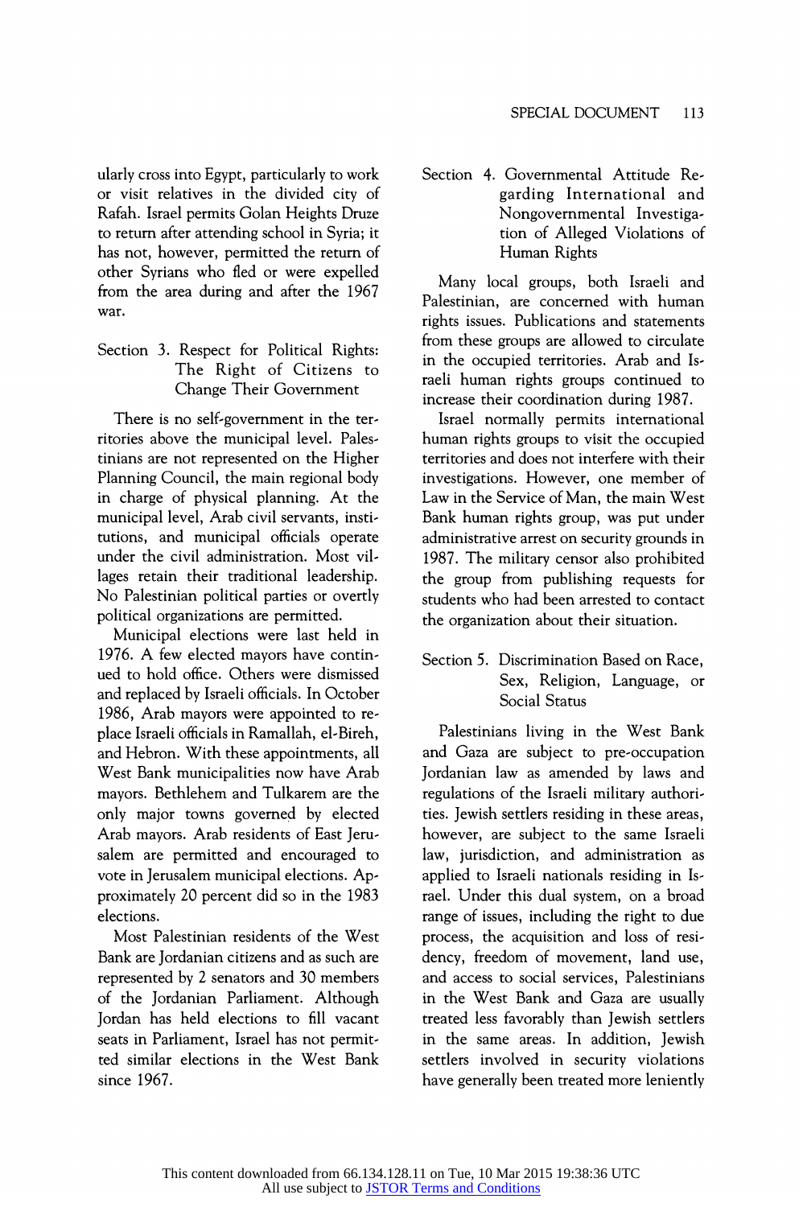ularly cross into Egypt, particularly to work or visit relatives in the divided city of Rafah. Israel permits Golan Heights Druze to return after attending school in Syria; it has not, however, permitted the return of other Syrians who fled or were expelled from the area during and after the 1967 war.

### Section 3. Respect for Political Rights: The Right of Citizens to Change Their Government

There is no self-government in the territories above the municipal level. Palestinians are not represented on the Higher Planning Council, the main regional body in charge of physical planning. At the municipal level, Arab civil servants, institutions, and municipal officials operate under the civil administration. Most villages retain their traditional leadership. No Palestinian political parties or overtly political organizations are permitted.

Municipal elections were last held in 1976. A few elected mayors have continued to hold office. Others were dismissed and replaced by Israeli officials. In October 1986, Arab mayors were appointed to replace Israeli officials in Ramallah, el-Bireh, and Hebron. With these appointments, all West Bank municipalities now have Arab mayors. Bethlehem and Tulkarem are the only major towns governed by elected Arab mayors. Arab residents of East Jerusalem are permitted and encouraged to vote in Jerusalem municipal elections. Approximately 20 percent did so in the 1983 elections.

Most Palestinian residents of the West Bank are Jordanian citizens and as such are represented by 2 senators and 30 members of the Jordanian Parliament. Although Jordan has held elections to fill vacant seats in Parliament, Israel has not permitted similar elections in the West Bank since 1967.

### Section 4. Governmental Attitude Regarding International and Nongovernmental Investigation of Alleged Violations of Human Rights

Many local groups, both Israeli and Palestinian, are concerned with human rights issues. Publications and statements from these groups are allowed to circulate in the occupied territories. Arab and Israeli human rights groups continued to increase their coordination during 1987.

Israel normally permits international human rights groups to visit the occupied territories and does not interfere with their investigations. However, one member of Law in the Service of Man, the main West Bank human rights group, was put under administrative arrest on security grounds in 1987. The military censor also prohibited the group from publishing requests for students who had been arrested to contact the organization about their situation.

### Section 5. Discrimination Based on Race, Sex, Religion, Language, or Social Status

Palestinians living in the West Bank and Gaza are subject to pre-occupation Jordanian law as amended by laws and regulations of the Israeli military authorities. Jewish settlers residing in these areas, however, are subject to the same Israeli law, jurisdiction, and administration as applied to Israeli nationals residing in Israel. Under this dual system, on a broad range of issues, including the right to due process, the acquisition and loss of residency, freedom of movement, land use, and access to social services, Palestinians in the West Bank and Gaza are usually treated less favorably than Jewish settlers in the same areas. In addition, Jewish settlers involved in security violations have generally been treated more leniently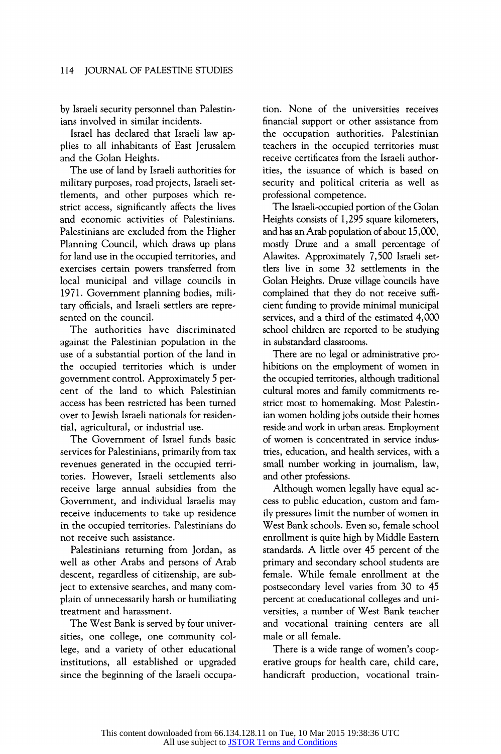by Israeli security personnel than Palestinians involved in similar incidents.

Israel has declared that Israeli law applies to all inhabitants of East Jerusalem and the Golan Heights.

The use of land by Israeli authorities for military purposes, road projects, Israeli settlements, and other purposes which restrict access, significantly affects the lives and economic activities of Palestinians. Palestinians are excluded from the Higher Planning Council, which draws up plans for land use in the occupied territories, and exercises certain powers transferred from local municipal and village councils in 1971. Government planning bodies, military officials, and Israeli settlers are represented on the council.

The authorities have discriminated against the Palestinian population in the use of a substantial portion of the land in the occupied territories which is under government control. Approximately 5 percent of the land to which Palestinian access has been restricted has been turned over to Jewish Israeli nationals for residential, agricultural, or industrial use.

The Government of Israel funds basic services for Palestinians, primarily from tax revenues generated in the occupied territories. However, Israeli settlements also receive large annual subsidies from the Government, and individual Israelis may receive inducements to take up residence in the occupied territories. Palestinians do not receive such assistance.

Palestinians returning from Jordan, as well as other Arabs and persons of Arab descent, regardless of citizenship, are subject to extensive searches, and many complain of unnecessarily harsh or humiliating treatment and harassment.

The West Bank is served by four universities, one college, one community college, and a variety of other educational institutions, all established or upgraded since the beginning of the Israeli occupation. None of the universities receives financial support or other assistance from the occupation authorities. Palestinian teachers in the occupied territories must receive certificates from the Israeli authorities, the issuance of which is based on security and political criteria as well as professional competence.

The Israeli-occupied portion of the Golan Heights consists of 1,295 square kilometers, and has an Arab population of about 15,000, mostly Druze and a small percentage of Alawites. Approximately 7,500 Israeli settlers live in some 32 settlements in the Golan Heights. Druze village councils have complained that they do not receive sufficient funding to provide minimal municipal services, and a third of the estimated 4,000 school children are reported to be studying in substandard classrooms.

There are no legal or administrative prohibitions on the employment of women in the occupied territories, although traditional cultural mores and family commitments restrict most to homemaking. Most Palestinian women holding jobs outside their homes reside and work in urban areas. Employment of women is concentrated in service industries, education, and health services, with a small number working in journalism, law, and other professions.

Although women legally have equal access to public education, custom and family pressures limit the number of women in West Bank schools. Even so, female school enrollment is quite high by Middle Eastern standards. A little over 45 percent of the primary and secondary school students are female. While female enrollment at the postsecondary level varies from 30 to 45 percent at coeducational colleges and universities, a number of West Bank teacher and vocational training centers are all male or all female.

There is a wide range of women's cooperative groups for health care, child care, handicraft production, vocational train-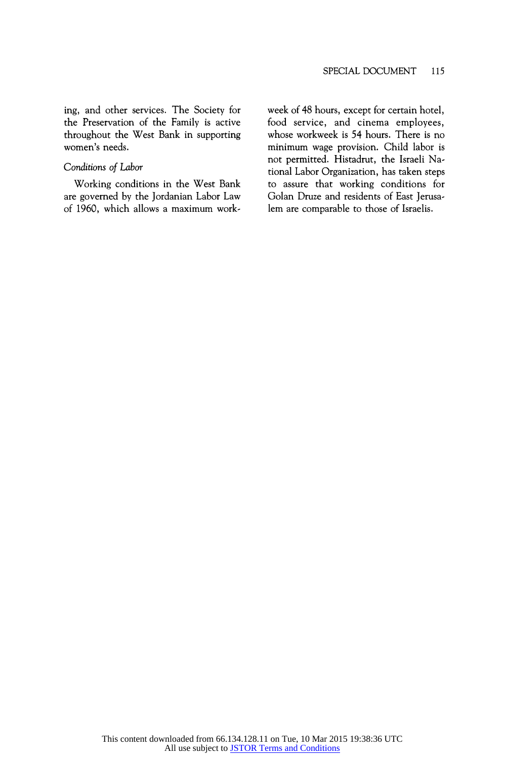ing, and other services. The Society for the Preservation of the Family is active throughout the West Bank in supporting women's needs.

*Conditions of Labor*

Working conditions in the West Bank are governed by the Jordanian Labor Law of 1960, which allows a maximum workweek of 48 hours, except for certain hotel, food service, and cinema employees, whose workweek is 54 hours. There is no minimum wage provision. Child labor is not permitted. Histadrut, the Israeli National Labor Organization, has taken steps to assure that working conditions for Golan Druze and residents of East Jerusalem are comparable to those of Israelis.